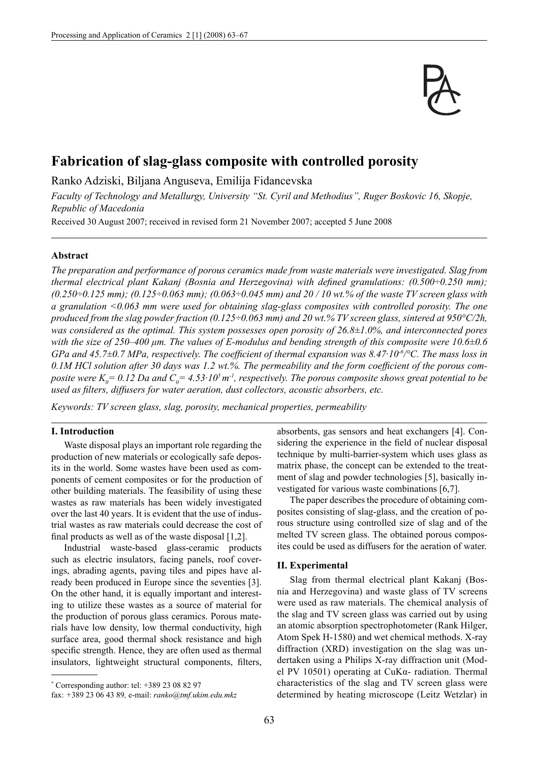# Fabrication of slag-glass composite with controlled porosity

Ranko Adziski, Biljana Anguseva, Emilija Fidancevska

*Faculty of Technology and Metallurgy, University "St. Cyril and Methodius", Ruger Boskovic 16, Skopje, Republic of Macedonia*

Received 30 August 2007; received in revised form 21 November 2007; accepted 5 June 2008

## Abstract

*The preparation and performance of porous ceramics made from waste materials were investigated. Slag from thermal electrical plant Kakanj (Bosnia and Herzegovina) with defined granulations: (0.500÷0.250 mm); (0.250÷0.125 mm); (0.125÷0.063 mm); (0.063÷0.045 mm) and 20 / 10 wt.% of the waste TV screen glass with a granulation <0.063 mm were used for obtaining slag-glass composites with controlled porosity. The one produced from the slag powder fraction (0.125÷0.063 mm) and 20 wt.% TV screen glass, sintered at 950°C/2h, was considered as the optimal. This system possesses open porosity of 26.8±1.0%, and interconnected pores with the size of 250–400 μm. The values of E-modulus and bending strength of this composite were 10.6±0.6 GPa and 45.7±0.7 MPa, respectively. The coefficient of thermal expansion was 8.47·10⁻⁶/°C. The mass loss in 0.1M HCl solution after 30 days was 1.2 wt.%. The permeability and the form coefficient of the porous composite were $K_0$= 0.12 Da and $C_0$= 4.53·10⁵ m⁻¹, respectively. The porous composite shows great potential to be used as filters, diffusers for water aeration, dust collectors, acoustic absorbers, etc.*

*Keywords: TV screen glass, slag, porosity, mechanical properties, permeability*

## I. Introduction

Waste disposal plays an important role regarding the production of new materials or ecologically safe deposits in the world. Some wastes have been used as components of cement composites or for the production of other building materials. The feasibility of using these wastes as raw materials has been widely investigated over the last 40 years. It is evident that the use of industrial wastes as raw materials could decrease the cost of final products as well as of the waste disposal [1,2].

Industrial waste-based glass-ceramic products such as electric insulators, facing panels, roof coverings, abrading agents, paving tiles and pipes have already been produced in Europe since the seventies [3]. On the other hand, it is equally important and interesting to utilize these wastes as a source of material for the production of porous glass ceramics. Porous materials have low density, low thermal conductivity, high surface area, good thermal shock resistance and high specific strength. Hence, they are often used as thermal insulators, lightweight structural components, filters, absorbents, gas sensors and heat exchangers [4]. Considering the experience in the field of nuclear disposal technique by multi-barrier-system which uses glass as matrix phase, the concept can be extended to the treatment of slag and powder technologies [5], basically investigated for various waste combinations [6,7].

The paper describes the procedure of obtaining composites consisting of slag-glass, and the creation of porous structure using controlled size of slag and of the melted TV screen glass. The obtained porous composites could be used as diffusers for the aeration of water.

## II. Experimental

Slag from thermal electrical plant Kakanj (Bosnia and Herzegovina) and waste glass of TV screens were used as raw materials. The chemical analysis of the slag and TV screen glass was carried out by using an atomic absorption spectrophotometer (Rank Hilger, Atom Spek H-1580) and wet chemical methods. X-ray diffraction (XRD) investigation on the slag was undertaken using a Philips X-ray diffraction unit (Model PV 10501) operating at CuKα- radiation. Thermal characteristics of the slag and TV screen glass were determined by heating microscope (Leitz Wetzlar) in

* Corresponding author: tel: +389 23 08 82 97
fax: +389 23 06 43 89, e-mail: *ranko@tmf.ukim.edu.mkz*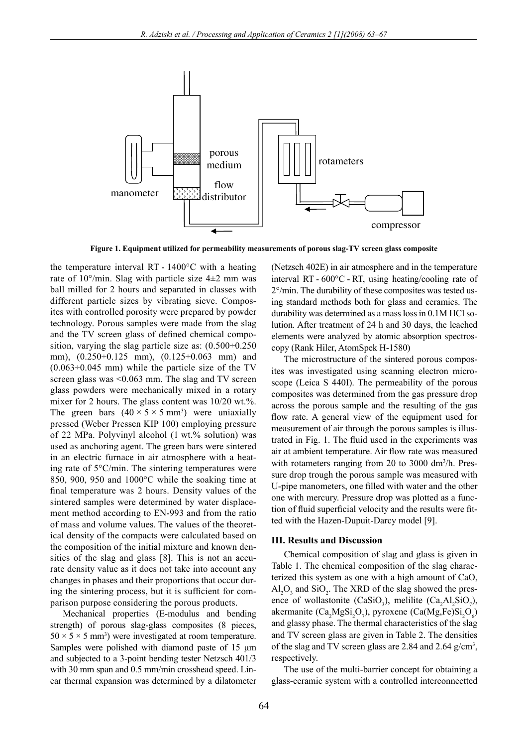Figure 1. Equipment utilized for permeability measurements of porous slag-TV screen glass composite

the temperature interval RT - 1400°C with a heating rate of 10°/min. Slag with particle size 4±2 mm was ball milled for 2 hours and separated in classes with different particle sizes by vibrating sieve. Composites with controlled porosity were prepared by powder technology. Porous samples were made from the slag and the TV screen glass of defined chemical composition, varying the slag particle size as: (0.500÷0.250 mm), (0.250÷0.125 mm), (0.125÷0.063 mm) and (0.063÷0.045 mm) while the particle size of the TV screen glass was <0.063 mm. The slag and TV screen glass powders were mechanically mixed in a rotary mixer for 2 hours. The glass content was 10/20 wt.%. The green bars ($40 \times 5 \times 5$ mm$^3$) were uniaxially pressed (Weber Pressen KIP 100) employing pressure of 22 MPa. Polyvinyl alcohol (1 wt.% solution) was used as anchoring agent. The green bars were sintered in an electric furnace in air atmosphere with a heating rate of 5°C/min. The sintering temperatures were 850, 900, 950 and 1000°C while the soaking time at final temperature was 2 hours. Density values of the sintered samples were determined by water displacement method according to EN-993 and from the ratio of mass and volume values. The values of the theoretical density of the compacts were calculated based on the composition of the initial mixture and known densities of the slag and glass [8]. This is not an accurate density value as it does not take into account any changes in phases and their proportions that occur during the sintering process, but it is sufficient for comparison purpose considering the porous products.

Mechanical properties (E-modulus and bending strength) of porous slag-glass composites (8 pieces, $50 \times 5 \times 5$ mm$^3$) were investigated at room temperature. Samples were polished with diamond paste of 15 μm and subjected to a 3-point bending tester Netzsch 401/3 with 30 mm span and 0.5 mm/min crosshead speed. Linear thermal expansion was determined by a dilatometer (Netzsch 402E) in air atmosphere and in the temperature interval RT - 600°C - RT, using heating/cooling rate of 2°/min. The durability of these composites was tested using standard methods both for glass and ceramics. The durability was determined as a mass loss in 0.1M HCl solution. After treatment of 24 h and 30 days, the leached elements were analyzed by atomic absorption spectroscopy (Rank Hiler, AtomSpek H-1580)

The microstructure of the sintered porous composites was investigated using scanning electron microscope (Leica S 440I). The permeability of the porous composites was determined from the gas pressure drop across the porous sample and the resulting of the gas flow rate. A general view of the equipment used for measurement of air through the porous samples is illustrated in Fig. 1. The fluid used in the experiments was air at ambient temperature. Air flow rate was measured with rotameters ranging from 20 to 3000 dm$^3$/h. Pressure drop trough the porous sample was measured with U-pipe manometers, one filled with water and the other one with mercury. Pressure drop was plotted as a function of fluid superficial velocity and the results were fitted with the Hazen-Dupuit-Darcy model [9].

### III. Results and Discussion

Chemical composition of slag and glass is given in Table 1. The chemical composition of the slag characterized this system as one with a high amount of CaO, $Al_2O_3$ and $SiO_2$. The XRD of the slag showed the presence of wollastonite ($CaSiO_3$), melilite ($Ca_2Al_2SiO_7$), akermanite ($Ca_2MgSi_2O_7$), pyroxene ($Ca(Mg,Fe)Si_2O_6$) and glassy phase. The thermal characteristics of the slag and TV screen glass are given in Table 2. The densities of the slag and TV screen glass are 2.84 and 2.64 g/cm$^3$, respectively.

The use of the multi-barrier concept for obtaining a glass-ceramic system with a controlled interconnectted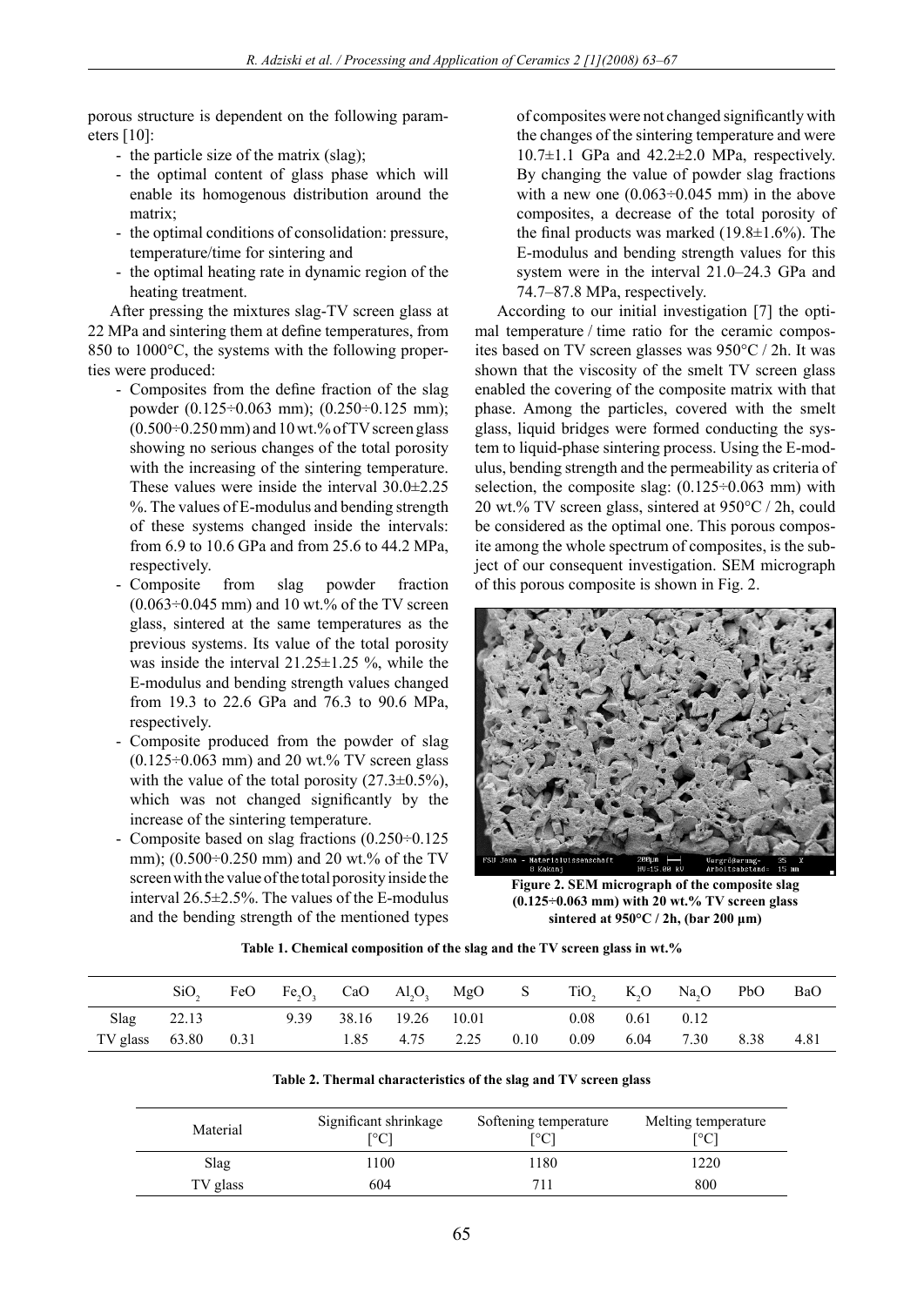porous structure is dependent on the following parameters [10]:

- the particle size of the matrix (slag);
- the optimal content of glass phase which will enable its homogenous distribution around the matrix;
- the optimal conditions of consolidation: pressure, temperature/time for sintering and
- the optimal heating rate in dynamic region of the heating treatment.

After pressing the mixtures slag-TV screen glass at 22 MPa and sintering them at define temperatures, from 850 to 1000°C, the systems with the following properties were produced:

- Composites from the define fraction of the slag powder (0.125÷0.063 mm); (0.250÷0.125 mm); (0.500÷0.250 mm) and 10 wt.% of TV screen glass showing no serious changes of the total porosity with the increasing of the sintering temperature. These values were inside the interval 30.0±2.25 %. The values of E-modulus and bending strength of these systems changed inside the intervals: from 6.9 to 10.6 GPa and from 25.6 to 44.2 MPa, respectively.
- Composite from slag powder fraction (0.063÷0.045 mm) and 10 wt.% of the TV screen glass, sintered at the same temperatures as the previous systems. Its value of the total porosity was inside the interval 21.25±1.25 %, while the E-modulus and bending strength values changed from 19.3 to 22.6 GPa and 76.3 to 90.6 MPa, respectively.
- Composite produced from the powder of slag (0.125÷0.063 mm) and 20 wt.% TV screen glass with the value of the total porosity (27.3±0.5%), which was not changed significantly by the increase of the sintering temperature.
- Composite based on slag fractions (0.250÷0.125 mm); (0.500÷0.250 mm) and 20 wt.% of the TV screen with the value of the total porosity inside the interval 26.5±2.5%. The values of the E-modulus and the bending strength of the mentioned types of composites were not changed significantly with the changes of the sintering temperature and were 10.7±1.1 GPa and 42.2±2.0 MPa, respectively. By changing the value of powder slag fractions with a new one (0.063÷0.045 mm) in the above composites, a decrease of the total porosity of the final products was marked (19.8±1.6%). The E-modulus and bending strength values for this system were in the interval 21.0–24.3 GPa and 74.7–87.8 MPa, respectively.

According to our initial investigation [7] the optimal temperature / time ratio for the ceramic composites based on TV screen glasses was 950°C / 2h. It was shown that the viscosity of the smelt TV screen glass enabled the covering of the composite matrix with that phase. Among the particles, covered with the smelt glass, liquid bridges were formed conducting the system to liquid-phase sintering process. Using the E-modulus, bending strength and the permeability as criteria of selection, the composite slag: (0.125÷0.063 mm) with 20 wt.% TV screen glass, sintered at 950°C / 2h, could be considered as the optimal one. This porous composite among the whole spectrum of composites, is the subject of our consequent investigation. SEM micrograph of this porous composite is shown in Fig. 2.

**Figure 2. SEM micrograph of the composite slag (0.125÷0.063 mm) with 20 wt.% TV screen glass sintered at 950°C / 2h, (bar 200 μm)**

**Table 1. Chemical composition of the slag and the TV screen glass in wt.%**

| | $SiO_2$ | FeO | $Fe_2O_3$ | CaO | $Al_2O_3$ | MgO | S | $TiO_2$ | $K_2O$ | $Na_2O$ | PbO | BaO |
|---|---|---|---|---|---|---|---|---|---|---|---|---|
| Slag | 22.13 | | 9.39 | 38.16 | 19.26 | 10.01 | | 0.08 | 0.61 | 0.12 | | |
| TV glass | 63.80 | 0.31 | | 1.85 | 4.75 | 2.25 | 0.10 | 0.09 | 6.04 | 7.30 | 8.38 | 4.81 |

**Table 2. Thermal characteristics of the slag and TV screen glass**

| Material | Significant shrinkage [°C] | Softening temperature [°C] | Melting temperature [°C] |
|---|---|---|---|
| Slag | 1100 | 1180 | 1220 |
| TV glass | 604 | 711 | 800 |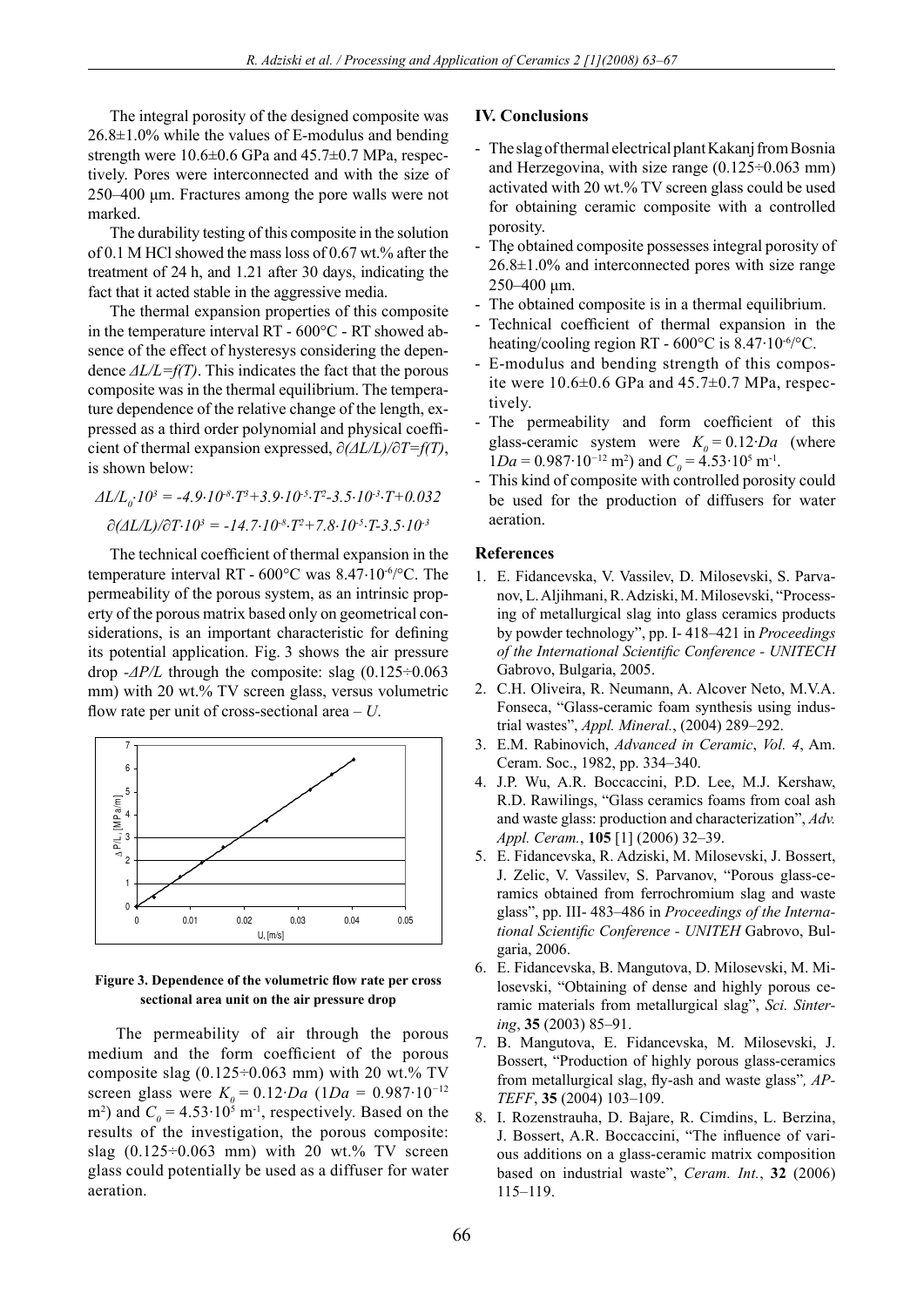The integral porosity of the designed composite was 26.8±1.0% while the values of E-modulus and bending strength were 10.6±0.6 GPa and 45.7±0.7 MPa, respectively. Pores were interconnected and with the size of 250–400 μm. Fractures among the pore walls were not marked.

The durability testing of this composite in the solution of 0.1 M HCl showed the mass loss of 0.67 wt.% after the treatment of 24 h, and 1.21 after 30 days, indicating the fact that it acted stable in the aggressive media.

The thermal expansion properties of this composite in the temperature interval RT - 600°C - RT showed absence of the effect of hysteresys considering the dependence $\Delta L/L=f(T)$. This indicates the fact that the porous composite was in the thermal equilibrium. The temperature dependence of the relative change of the length, expressed as a third order polynomial and physical coefficient of thermal expansion expressed, $\partial(\Delta L/L)/\partial T=f(T)$, is shown below:

$$\Delta L/L_0 \cdot 10^3 = -4.9\cdot10^{-8}\cdot T^3+3.9\cdot10^{-5}\cdot T^2-3.5\cdot10^{-3}\cdot T+0.032$$

$$\partial(\Delta L/L)/\partial T\cdot 10^3 = -14.7\cdot10^{-8}\cdot T^2+7.8\cdot10^{-5}\cdot T-3.5\cdot10^{-3}$$

The technical coefficient of thermal expansion in the temperature interval RT - 600°C was $8.47\cdot10^{-6}$/°C. The permeability of the porous system, as an intrinsic property of the porous matrix based only on geometrical considerations, is an important characteristic for defining its potential application. Fig. 3 shows the air pressure drop $-\Delta P/L$ through the composite: slag (0.125÷0.063 mm) with 20 wt.% TV screen glass, versus volumetric flow rate per unit of cross-sectional area – $U$.

**Figure 3. Dependence of the volumetric flow rate per cross sectional area unit on the air pressure drop**

The permeability of air through the porous medium and the form coefficient of the porous composite slag (0.125÷0.063 mm) with 20 wt.% TV screen glass were $K_0 = 0.12\cdot Da$ ($1Da = 0.987\cdot10^{-12}$ m$^2$) and $C_0 = 4.53\cdot10^5$ m$^{-1}$, respectively. Based on the results of the investigation, the porous composite: slag (0.125÷0.063 mm) with 20 wt.% TV screen glass could potentially be used as a diffuser for water aeration.

## IV. Conclusions

- The slag of thermal electrical plant Kakanj from Bosnia and Herzegovina, with size range (0.125÷0.063 mm) activated with 20 wt.% TV screen glass could be used for obtaining ceramic composite with a controlled porosity.
- The obtained composite possesses integral porosity of 26.8±1.0% and interconnected pores with size range 250–400 μm.
- The obtained composite is in a thermal equilibrium.
- Technical coefficient of thermal expansion in the heating/cooling region RT - 600°C is $8.47\cdot10^{-6}$/°C.
- E-modulus and bending strength of this composite were 10.6±0.6 GPa and 45.7±0.7 MPa, respectively.
- The permeability and form coefficient of this glass-ceramic system were $K_0 = 0.12\cdot Da$ (where $1Da = 0.987\cdot10^{-12}$ m$^2$) and $C_0 = 4.53\cdot10^5$ m$^{-1}$.
- This kind of composite with controlled porosity could be used for the production of diffusers for water aeration.

## References

1. E. Fidancevska, V. Vassilev, D. Milosevski, S. Parvanov, L. Aljihmani, R. Adziski, M. Milosevski, "Processing of metallurgical slag into glass ceramics products by powder technology", pp. I- 418–421 in *Proceedings of the International Scientific Conference - UNITECH* Gabrovo, Bulgaria, 2005.
2. C.H. Oliveira, R. Neumann, A. Alcover Neto, M.V.A. Fonseca, "Glass-ceramic foam synthesis using industrial wastes", *Appl. Mineral.*, (2004) 289–292.
3. E.M. Rabinovich, *Advanced in Ceramic*, *Vol. 4*, Am. Ceram. Soc., 1982, pp. 334–340.
4. J.P. Wu, A.R. Boccaccini, P.D. Lee, M.J. Kershaw, R.D. Rawilings, "Glass ceramics foams from coal ash and waste glass: production and characterization", *Adv. Appl. Ceram.*, **105** [1] (2006) 32–39.
5. E. Fidancevska, R. Adziski, M. Milosevski, J. Bossert, J. Zelic, V. Vassilev, S. Parvanov, "Porous glass-ceramics obtained from ferrochromium slag and waste glass", pp. III- 483–486 in *Proceedings of the International Scientific Conference - UNITEH* Gabrovo, Bulgaria, 2006.
6. E. Fidancevska, B. Mangutova, D. Milosevski, M. Milosevski, "Obtaining of dense and highly porous ceramic materials from metallurgical slag", *Sci. Sintering*, **35** (2003) 85–91.
7. B. Mangutova, E. Fidancevska, M. Milosevski, J. Bossert, "Production of highly porous glass-ceramics from metallurgical slag, fly-ash and waste glass", *APTEFF*, **35** (2004) 103–109.
8. I. Rozenstrauha, D. Bajare, R. Cimdins, L. Berzina, J. Bossert, A.R. Boccaccini, "The influence of various additions on a glass-ceramic matrix composition based on industrial waste", *Ceram. Int.*, **32** (2006) 115–119.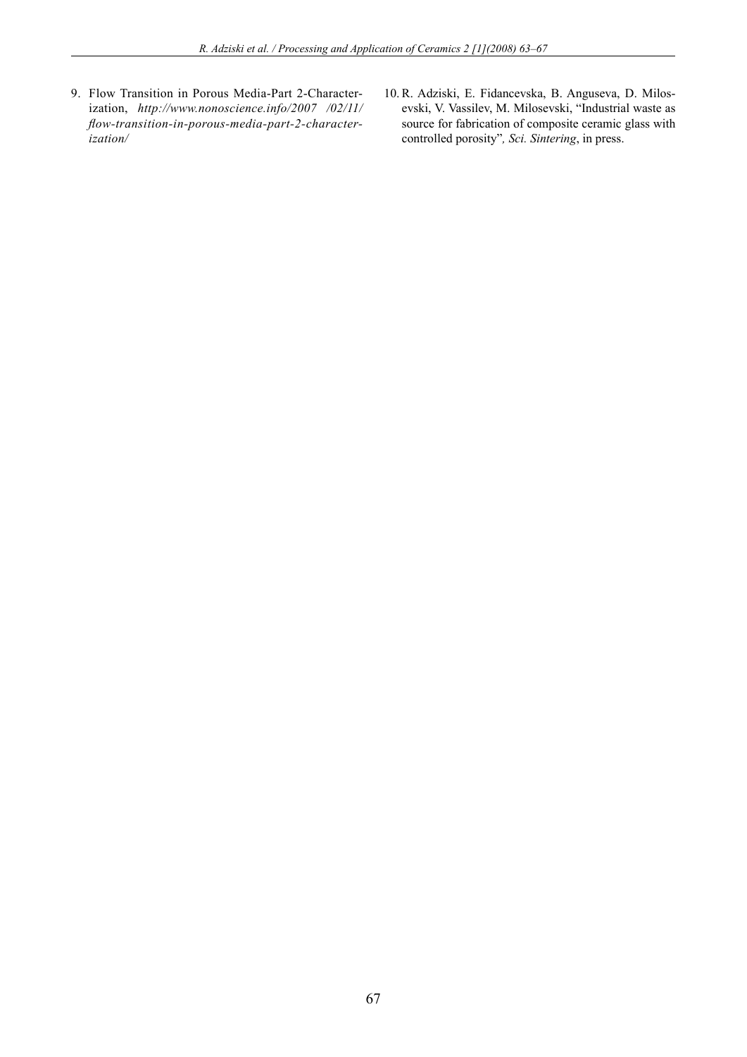9. Flow Transition in Porous Media-Part 2-Characterization, *http://www.nonoscience.info/2007 /02/11/ flow-transition-in-porous-media-part-2-characterization/*

10. R. Adziski, E. Fidancevska, B. Anguseva, D. Milosevski, V. Vassilev, M. Milosevski, "Industrial waste as source for fabrication of composite ceramic glass with controlled porosity"*, Sci. Sintering*, in press.